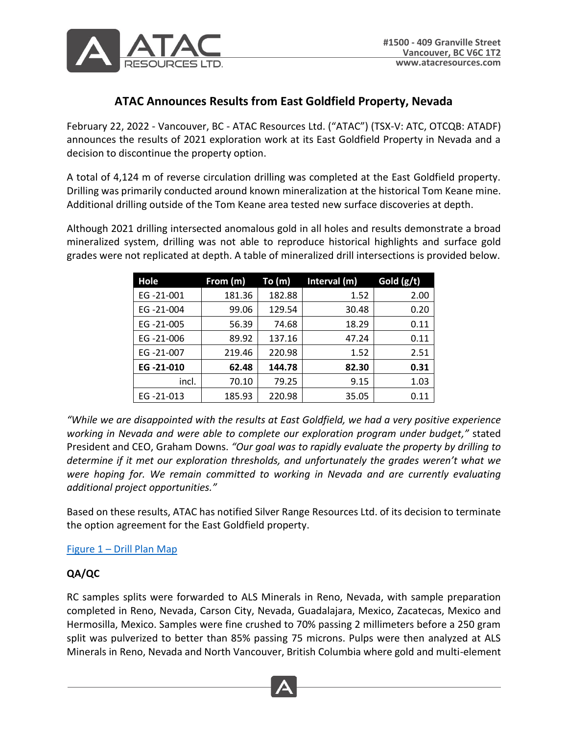ATAC RESOURCES LTD.

**#1500 - 409 Granville Street**
**Vancouver, BC V6C 1T2**
**www.atacresources.com**

# ATAC Announces Results from East Goldfield Property, Nevada

February 22, 2022 - Vancouver, BC - ATAC Resources Ltd. ("ATAC") (TSX-V: ATC, OTCQB: ATADF) announces the results of 2021 exploration work at its East Goldfield Property in Nevada and a decision to discontinue the property option.

A total of 4,124 m of reverse circulation drilling was completed at the East Goldfield property. Drilling was primarily conducted around known mineralization at the historical Tom Keane mine. Additional drilling outside of the Tom Keane area tested new surface discoveries at depth.

Although 2021 drilling intersected anomalous gold in all holes and results demonstrate a broad mineralized system, drilling was not able to reproduce historical highlights and surface gold grades were not replicated at depth. A table of mineralized drill intersections is provided below.

| Hole | From (m) | To (m) | Interval (m) | Gold (g/t) |
|---|---|---|---|---|
| EG -21-001 | 181.36 | 182.88 | 1.52 | 2.00 |
| EG -21-004 | 99.06 | 129.54 | 30.48 | 0.20 |
| EG -21-005 | 56.39 | 74.68 | 18.29 | 0.11 |
| EG -21-006 | 89.92 | 137.16 | 47.24 | 0.11 |
| EG -21-007 | 219.46 | 220.98 | 1.52 | 2.51 |
| **EG -21-010** | **62.48** | **144.78** | **82.30** | **0.31** |
| incl. | 70.10 | 79.25 | 9.15 | 1.03 |
| EG -21-013 | 185.93 | 220.98 | 35.05 | 0.11 |

*"While we are disappointed with the results at East Goldfield, we had a very positive experience working in Nevada and were able to complete our exploration program under budget,"* stated President and CEO, Graham Downs. *"Our goal was to rapidly evaluate the property by drilling to determine if it met our exploration thresholds, and unfortunately the grades weren't what we were hoping for. We remain committed to working in Nevada and are currently evaluating additional project opportunities."*

Based on these results, ATAC has notified Silver Range Resources Ltd. of its decision to terminate the option agreement for the East Goldfield property.

Figure 1 – Drill Plan Map

## QA/QC

RC samples splits were forwarded to ALS Minerals in Reno, Nevada, with sample preparation completed in Reno, Nevada, Carson City, Nevada, Guadalajara, Mexico, Zacatecas, Mexico and Hermosilla, Mexico. Samples were fine crushed to 70% passing 2 millimeters before a 250 gram split was pulverized to better than 85% passing 75 microns. Pulps were then analyzed at ALS Minerals in Reno, Nevada and North Vancouver, British Columbia where gold and multi-element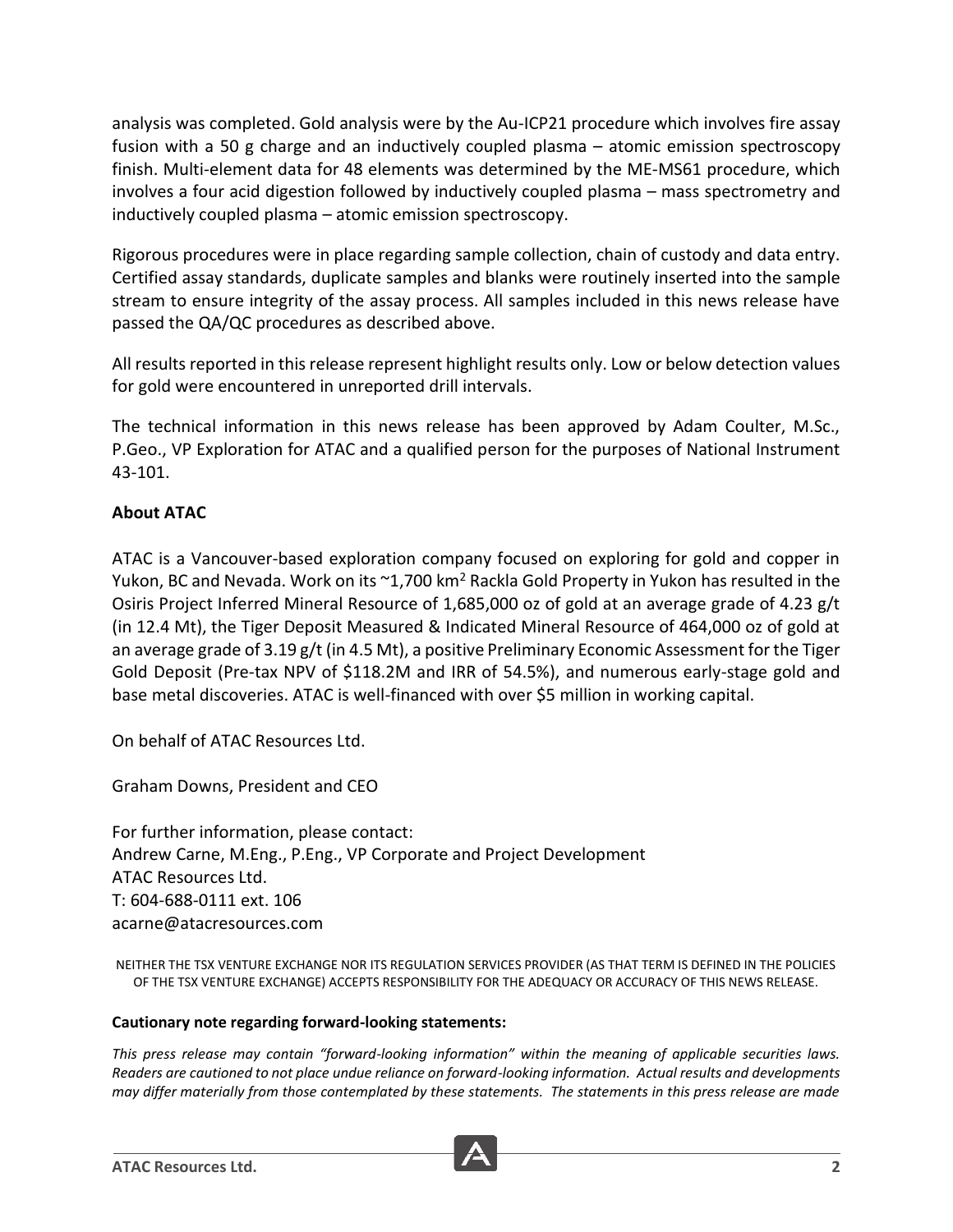analysis was completed. Gold analysis were by the Au-ICP21 procedure which involves fire assay fusion with a 50 g charge and an inductively coupled plasma – atomic emission spectroscopy finish. Multi-element data for 48 elements was determined by the ME-MS61 procedure, which involves a four acid digestion followed by inductively coupled plasma – mass spectrometry and inductively coupled plasma – atomic emission spectroscopy.

Rigorous procedures were in place regarding sample collection, chain of custody and data entry. Certified assay standards, duplicate samples and blanks were routinely inserted into the sample stream to ensure integrity of the assay process. All samples included in this news release have passed the QA/QC procedures as described above.

All results reported in this release represent highlight results only. Low or below detection values for gold were encountered in unreported drill intervals.

The technical information in this news release has been approved by Adam Coulter, M.Sc., P.Geo., VP Exploration for ATAC and a qualified person for the purposes of National Instrument 43-101.

**About ATAC**

ATAC is a Vancouver-based exploration company focused on exploring for gold and copper in Yukon, BC and Nevada. Work on its ~1,700 km$^2$ Rackla Gold Property in Yukon has resulted in the Osiris Project Inferred Mineral Resource of 1,685,000 oz of gold at an average grade of 4.23 g/t (in 12.4 Mt), the Tiger Deposit Measured & Indicated Mineral Resource of 464,000 oz of gold at an average grade of 3.19 g/t (in 4.5 Mt), a positive Preliminary Economic Assessment for the Tiger Gold Deposit (Pre-tax NPV of $118.2M and IRR of 54.5%), and numerous early-stage gold and base metal discoveries. ATAC is well-financed with over $5 million in working capital.

On behalf of ATAC Resources Ltd.

Graham Downs, President and CEO

For further information, please contact:
Andrew Carne, M.Eng., P.Eng., VP Corporate and Project Development
ATAC Resources Ltd.
T: 604-688-0111 ext. 106
acarne@atacresources.com

NEITHER THE TSX VENTURE EXCHANGE NOR ITS REGULATION SERVICES PROVIDER (AS THAT TERM IS DEFINED IN THE POLICIES OF THE TSX VENTURE EXCHANGE) ACCEPTS RESPONSIBILITY FOR THE ADEQUACY OR ACCURACY OF THIS NEWS RELEASE.

**Cautionary note regarding forward-looking statements:**

*This press release may contain "forward-looking information" within the meaning of applicable securities laws. Readers are cautioned to not place undue reliance on forward-looking information. Actual results and developments may differ materially from those contemplated by these statements. The statements in this press release are made*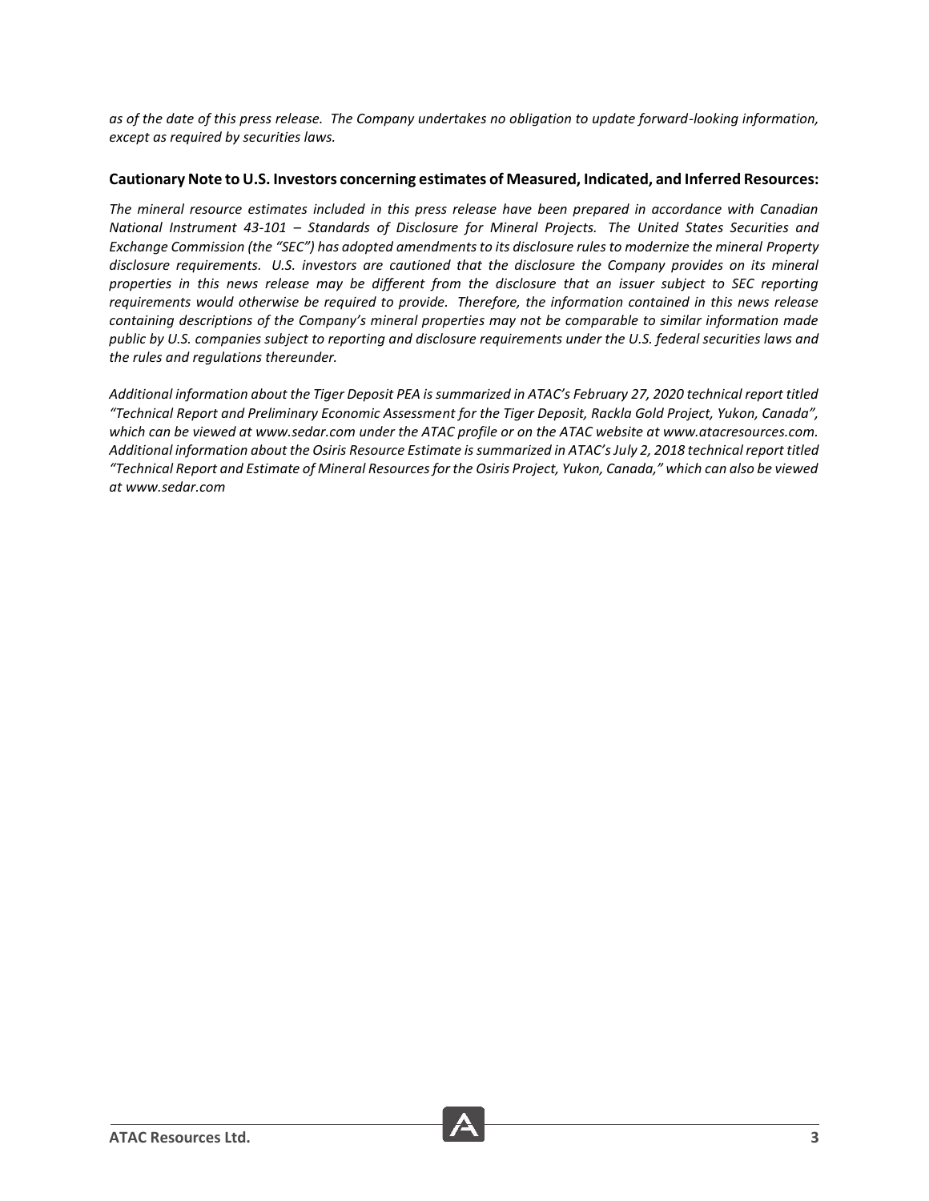*as of the date of this press release. The Company undertakes no obligation to update forward-looking information, except as required by securities laws.*

**Cautionary Note to U.S. Investors concerning estimates of Measured, Indicated, and Inferred Resources:**

*The mineral resource estimates included in this press release have been prepared in accordance with Canadian National Instrument 43-101 – Standards of Disclosure for Mineral Projects. The United States Securities and Exchange Commission (the "SEC") has adopted amendments to its disclosure rules to modernize the mineral Property disclosure requirements. U.S. investors are cautioned that the disclosure the Company provides on its mineral properties in this news release may be different from the disclosure that an issuer subject to SEC reporting requirements would otherwise be required to provide. Therefore, the information contained in this news release containing descriptions of the Company's mineral properties may not be comparable to similar information made public by U.S. companies subject to reporting and disclosure requirements under the U.S. federal securities laws and the rules and regulations thereunder.*

*Additional information about the Tiger Deposit PEA is summarized in ATAC's February 27, 2020 technical report titled "Technical Report and Preliminary Economic Assessment for the Tiger Deposit, Rackla Gold Project, Yukon, Canada", which can be viewed at www.sedar.com under the ATAC profile or on the ATAC website at www.atacresources.com. Additional information about the Osiris Resource Estimate is summarized in ATAC's July 2, 2018 technical report titled "Technical Report and Estimate of Mineral Resources for the Osiris Project, Yukon, Canada," which can also be viewed at www.sedar.com*